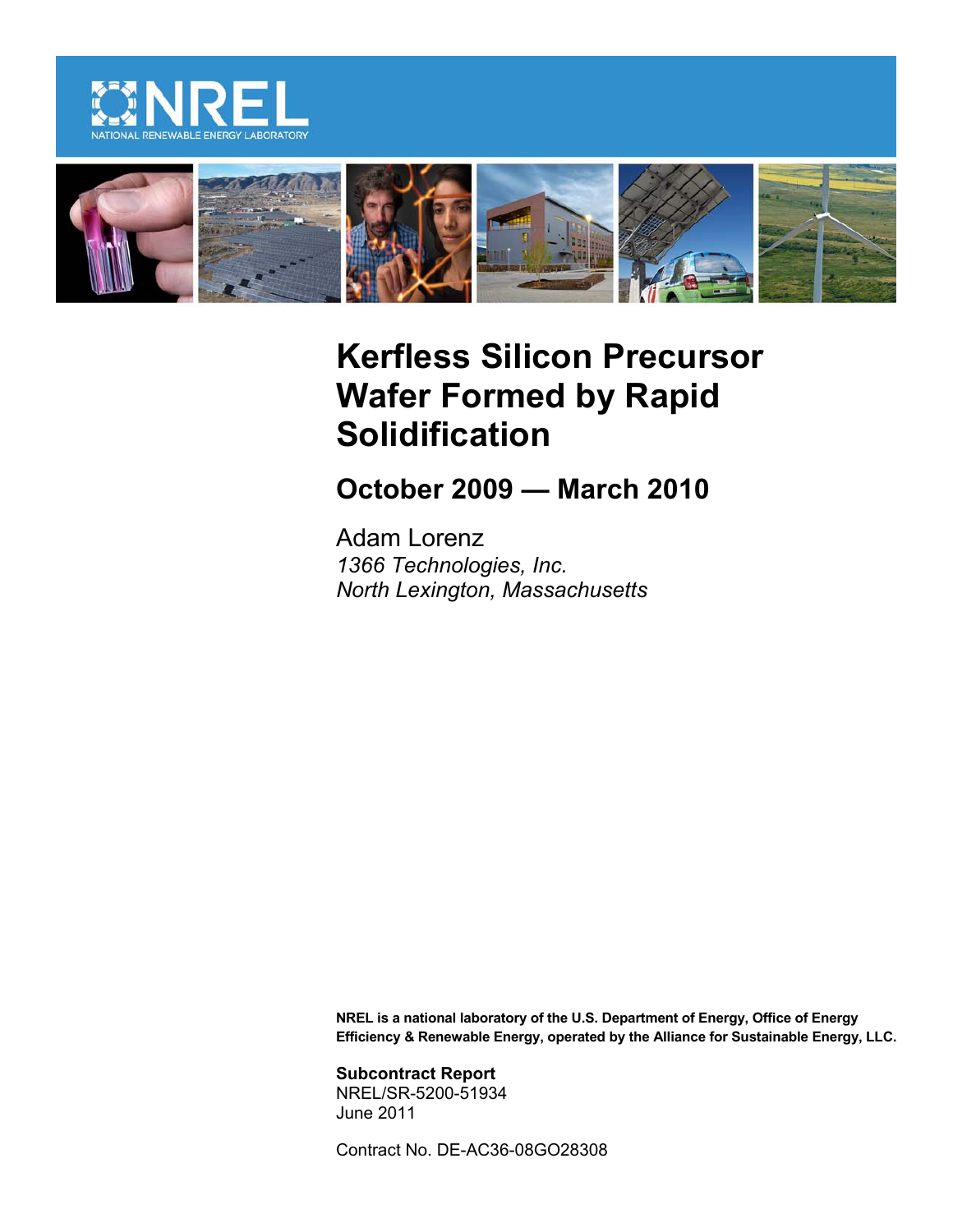NREL

NATIONAL RENEWABLE ENERGY LABORATORY

# Kerfless Silicon Precursor Wafer Formed by Rapid Solidification

## October 2009 — March 2010

Adam Lorenz
*1366 Technologies, Inc.*
*North Lexington, Massachusetts*

**NREL is a national laboratory of the U.S. Department of Energy, Office of Energy Efficiency & Renewable Energy, operated by the Alliance for Sustainable Energy, LLC.**

**Subcontract Report**
NREL/SR-5200-51934
June 2011

Contract No. DE-AC36-08GO28308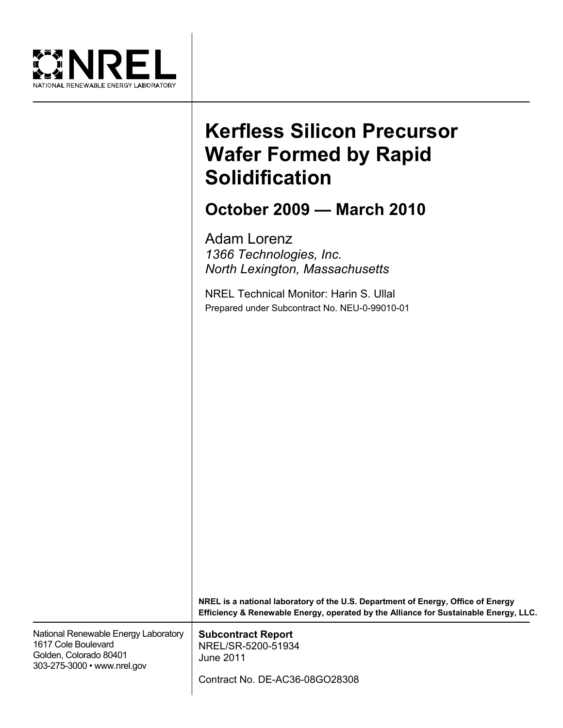# Kerfless Silicon Precursor Wafer Formed by Rapid Solidification

## October 2009 — March 2010

Adam Lorenz
*1366 Technologies, Inc.*
*North Lexington, Massachusetts*

NREL Technical Monitor: Harin S. Ullal
Prepared under Subcontract No. NEU-0-99010-01

**NREL is a national laboratory of the U.S. Department of Energy, Office of Energy Efficiency & Renewable Energy, operated by the Alliance for Sustainable Energy, LLC.**

National Renewable Energy Laboratory
1617 Cole Boulevard
Golden, Colorado 80401
303-275-3000 • www.nrel.gov

**Subcontract Report**
NREL/SR-5200-51934
June 2011

Contract No. DE-AC36-08GO28308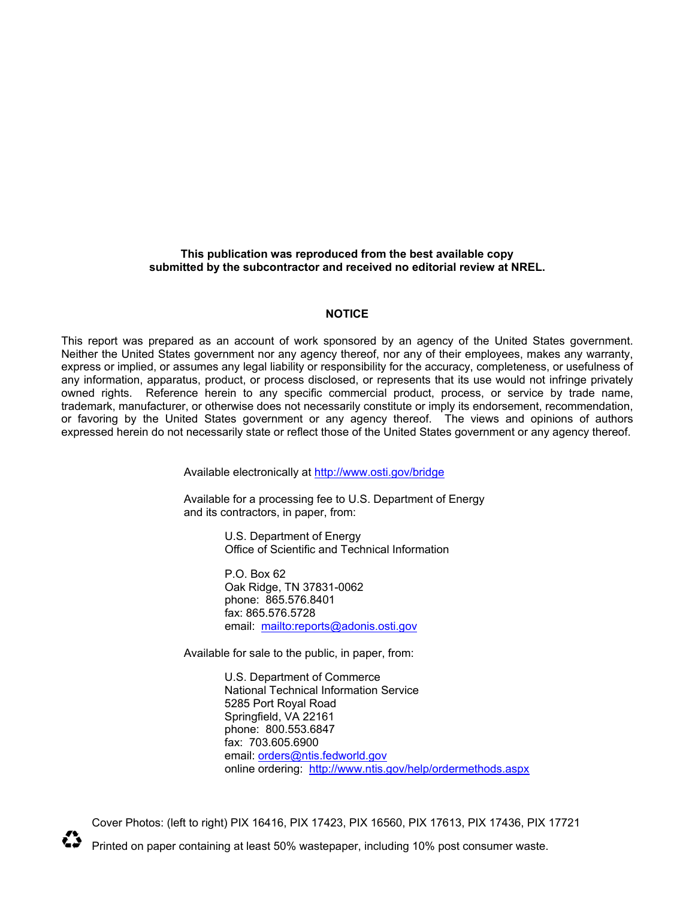**This publication was reproduced from the best available copy submitted by the subcontractor and received no editorial review at NREL.**

**NOTICE**

This report was prepared as an account of work sponsored by an agency of the United States government. Neither the United States government nor any agency thereof, nor any of their employees, makes any warranty, express or implied, or assumes any legal liability or responsibility for the accuracy, completeness, or usefulness of any information, apparatus, product, or process disclosed, or represents that its use would not infringe privately owned rights. Reference herein to any specific commercial product, process, or service by trade name, trademark, manufacturer, or otherwise does not necessarily constitute or imply its endorsement, recommendation, or favoring by the United States government or any agency thereof. The views and opinions of authors expressed herein do not necessarily state or reflect those of the United States government or any agency thereof.

Available electronically at http://www.osti.gov/bridge

Available for a processing fee to U.S. Department of Energy and its contractors, in paper, from:

U.S. Department of Energy
Office of Scientific and Technical Information

P.O. Box 62
Oak Ridge, TN 37831-0062
phone: 865.576.8401
fax: 865.576.5728
email: mailto:reports@adonis.osti.gov

Available for sale to the public, in paper, from:

U.S. Department of Commerce
National Technical Information Service
5285 Port Royal Road
Springfield, VA 22161
phone: 800.553.6847
fax: 703.605.6900
email: orders@ntis.fedworld.gov
online ordering: http://www.ntis.gov/help/ordermethods.aspx

Cover Photos: (left to right) PIX 16416, PIX 17423, PIX 16560, PIX 17613, PIX 17436, PIX 17721

Printed on paper containing at least 50% wastepaper, including 10% post consumer waste.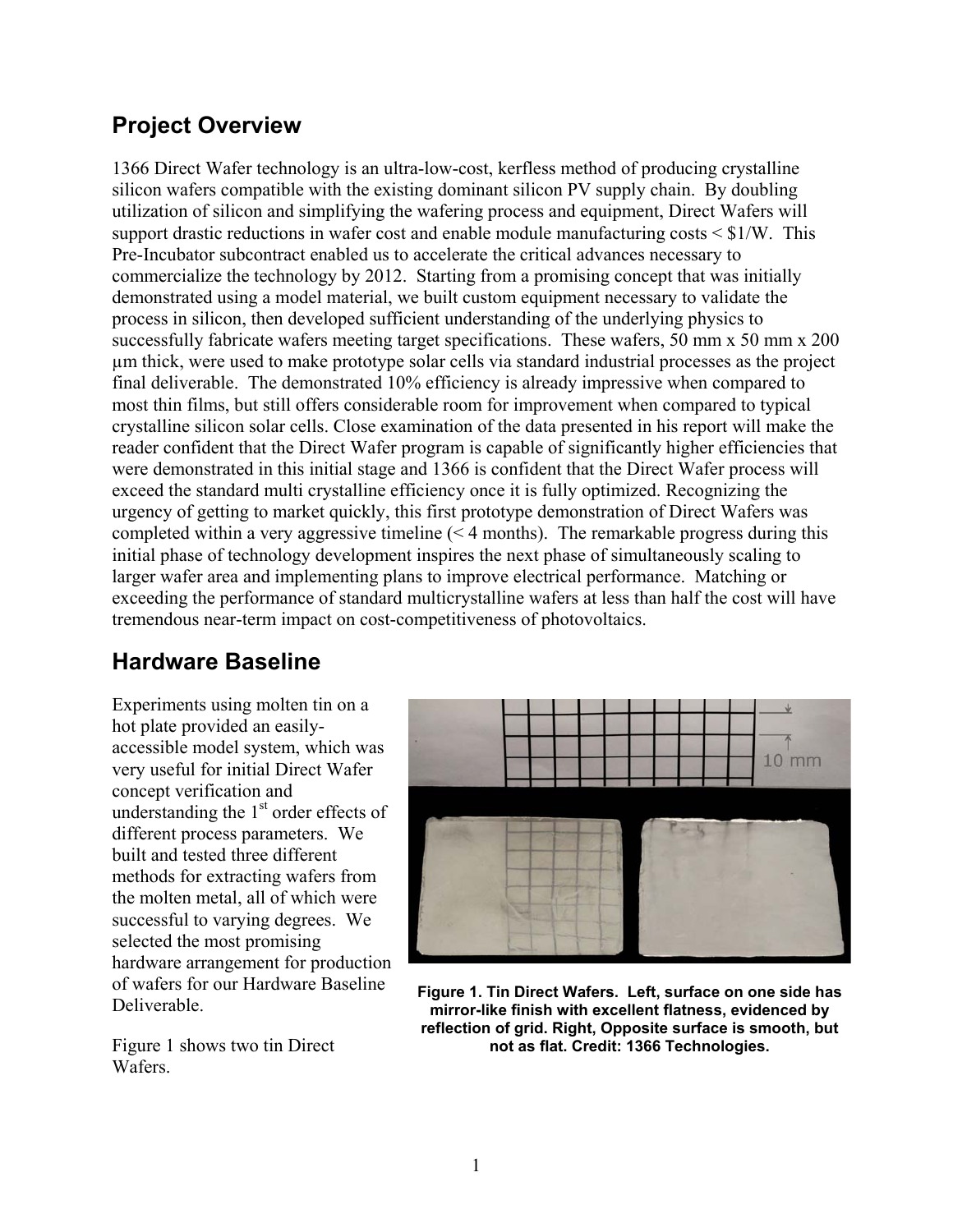## Project Overview

1366 Direct Wafer technology is an ultra-low-cost, kerfless method of producing crystalline silicon wafers compatible with the existing dominant silicon PV supply chain. By doubling utilization of silicon and simplifying the wafering process and equipment, Direct Wafers will support drastic reductions in wafer cost and enable module manufacturing costs < \$1/W. This Pre-Incubator subcontract enabled us to accelerate the critical advances necessary to commercialize the technology by 2012. Starting from a promising concept that was initially demonstrated using a model material, we built custom equipment necessary to validate the process in silicon, then developed sufficient understanding of the underlying physics to successfully fabricate wafers meeting target specifications. These wafers, 50 mm x 50 mm x 200 µm thick, were used to make prototype solar cells via standard industrial processes as the project final deliverable. The demonstrated 10% efficiency is already impressive when compared to most thin films, but still offers considerable room for improvement when compared to typical crystalline silicon solar cells. Close examination of the data presented in his report will make the reader confident that the Direct Wafer program is capable of significantly higher efficiencies that were demonstrated in this initial stage and 1366 is confident that the Direct Wafer process will exceed the standard multi crystalline efficiency once it is fully optimized. Recognizing the urgency of getting to market quickly, this first prototype demonstration of Direct Wafers was completed within a very aggressive timeline (< 4 months). The remarkable progress during this initial phase of technology development inspires the next phase of simultaneously scaling to larger wafer area and implementing plans to improve electrical performance. Matching or exceeding the performance of standard multicrystalline wafers at less than half the cost will have tremendous near-term impact on cost-competitiveness of photovoltaics.

## Hardware Baseline

Experiments using molten tin on a hot plate provided an easily-accessible model system, which was very useful for initial Direct Wafer concept verification and understanding the 1st order effects of different process parameters. We built and tested three different methods for extracting wafers from the molten metal, all of which were successful to varying degrees. We selected the most promising hardware arrangement for production of wafers for our Hardware Baseline Deliverable.

Figure 1 shows two tin Direct Wafers.

**Figure 1. Tin Direct Wafers. Left, surface on one side has mirror-like finish with excellent flatness, evidenced by reflection of grid. Right, Opposite surface is smooth, but not as flat. Credit: 1366 Technologies.**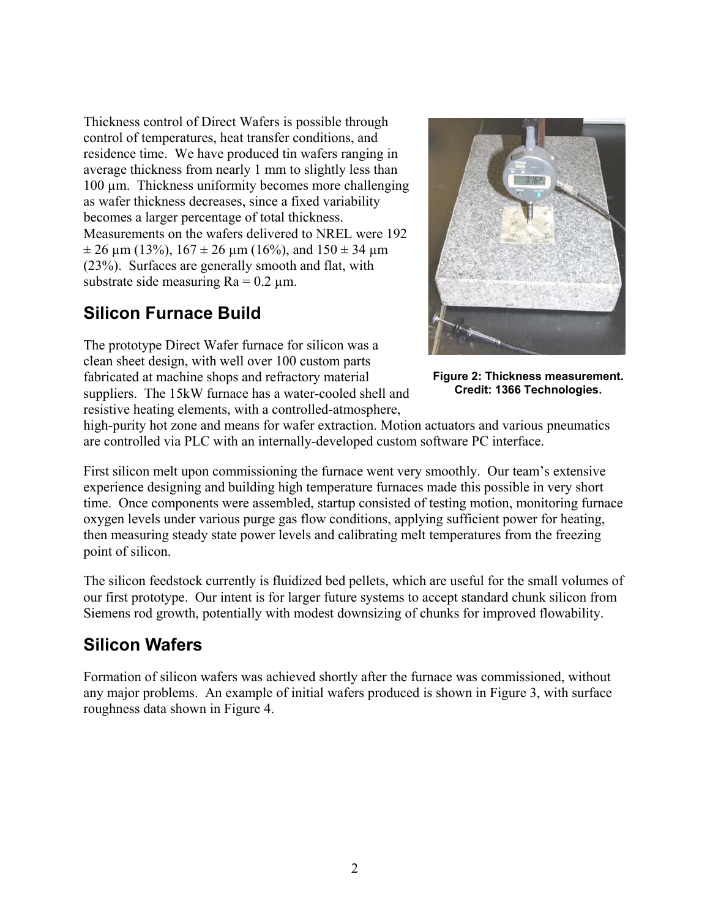Thickness control of Direct Wafers is possible through control of temperatures, heat transfer conditions, and residence time. We have produced tin wafers ranging in average thickness from nearly 1 mm to slightly less than 100 µm. Thickness uniformity becomes more challenging as wafer thickness decreases, since a fixed variability becomes a larger percentage of total thickness. Measurements on the wafers delivered to NREL were 192 ± 26 µm (13%), 167 ± 26 µm (16%), and 150 ± 34 µm (23%). Surfaces are generally smooth and flat, with substrate side measuring Ra = 0.2 µm.

**Figure 2: Thickness measurement. Credit: 1366 Technologies.**

## Silicon Furnace Build

The prototype Direct Wafer furnace for silicon was a clean sheet design, with well over 100 custom parts fabricated at machine shops and refractory material suppliers. The 15kW furnace has a water-cooled shell and resistive heating elements, with a controlled-atmosphere, high-purity hot zone and means for wafer extraction. Motion actuators and various pneumatics are controlled via PLC with an internally-developed custom software PC interface.

First silicon melt upon commissioning the furnace went very smoothly. Our team's extensive experience designing and building high temperature furnaces made this possible in very short time. Once components were assembled, startup consisted of testing motion, monitoring furnace oxygen levels under various purge gas flow conditions, applying sufficient power for heating, then measuring steady state power levels and calibrating melt temperatures from the freezing point of silicon.

The silicon feedstock currently is fluidized bed pellets, which are useful for the small volumes of our first prototype. Our intent is for larger future systems to accept standard chunk silicon from Siemens rod growth, potentially with modest downsizing of chunks for improved flowability.

## Silicon Wafers

Formation of silicon wafers was achieved shortly after the furnace was commissioned, without any major problems. An example of initial wafers produced is shown in Figure 3, with surface roughness data shown in Figure 4.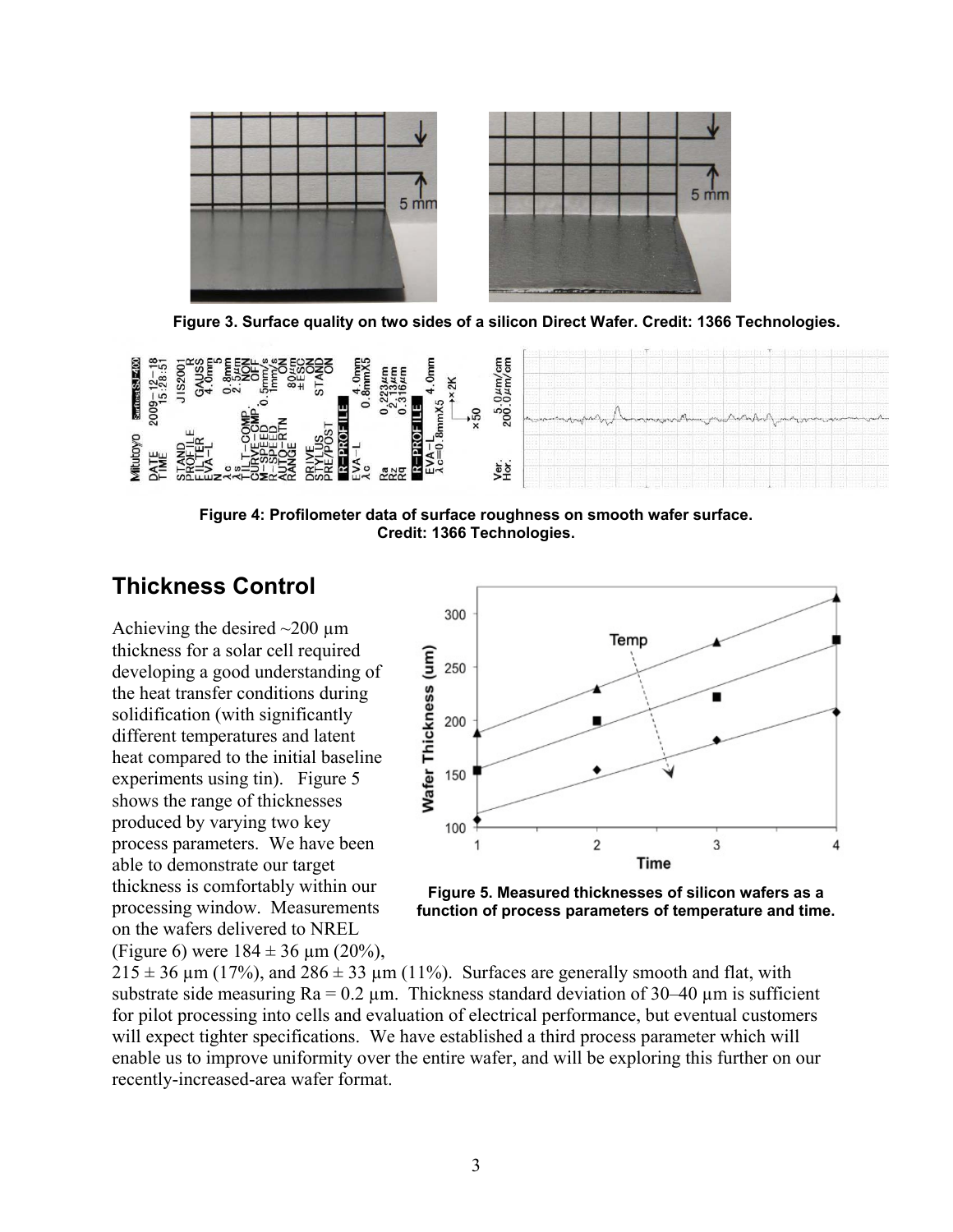Figure 3. Surface quality on two sides of a silicon Direct Wafer. Credit: 1366 Technologies.

Figure 4: Profilometer data of surface roughness on smooth wafer surface. Credit: 1366 Technologies.

## Thickness Control

Achieving the desired ~200 µm thickness for a solar cell required developing a good understanding of the heat transfer conditions during solidification (with significantly different temperatures and latent heat compared to the initial baseline experiments using tin). Figure 5 shows the range of thicknesses produced by varying two key process parameters. We have been able to demonstrate our target thickness is comfortably within our processing window. Measurements on the wafers delivered to NREL (Figure 6) were 184 ± 36 µm (20%), 215 ± 36 µm (17%), and 286 ± 33 µm (11%). Surfaces are generally smooth and flat, with substrate side measuring Ra = 0.2 µm. Thickness standard deviation of 30–40 µm is sufficient for pilot processing into cells and evaluation of electrical performance, but eventual customers will expect tighter specifications. We have established a third process parameter which will enable us to improve uniformity over the entire wafer, and will be exploring this further on our recently-increased-area wafer format.

Figure 5. Measured thicknesses of silicon wafers as a function of process parameters of temperature and time.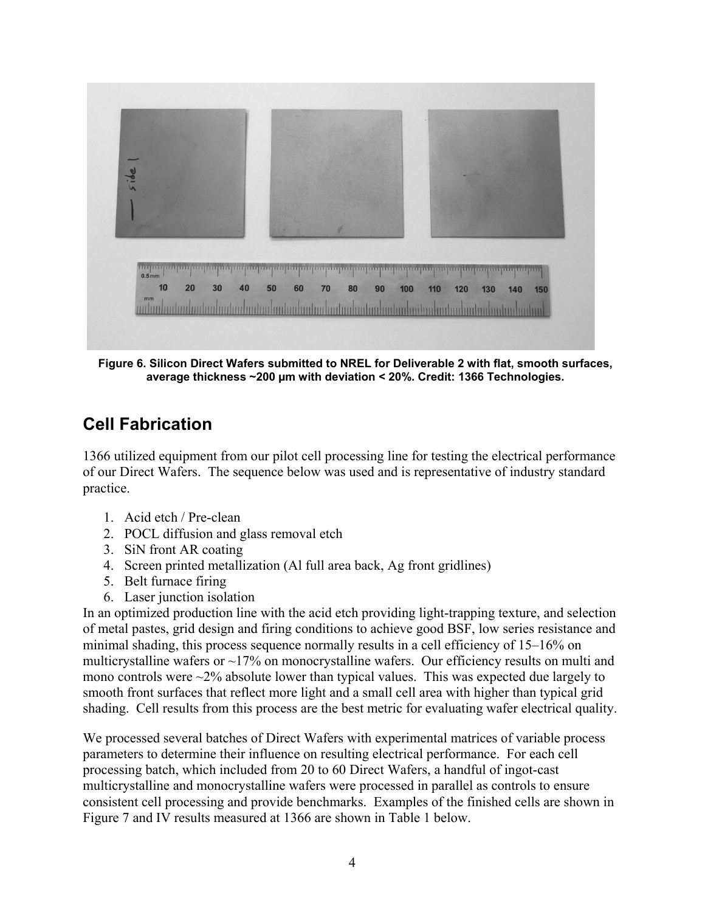Figure 6. Silicon Direct Wafers submitted to NREL for Deliverable 2 with flat, smooth surfaces, average thickness ~200 µm with deviation < 20%. Credit: 1366 Technologies.

## Cell Fabrication

1366 utilized equipment from our pilot cell processing line for testing the electrical performance of our Direct Wafers. The sequence below was used and is representative of industry standard practice.

1. Acid etch / Pre-clean
2. POCL diffusion and glass removal etch
3. SiN front AR coating
4. Screen printed metallization (Al full area back, Ag front gridlines)
5. Belt furnace firing
6. Laser junction isolation

In an optimized production line with the acid etch providing light-trapping texture, and selection of metal pastes, grid design and firing conditions to achieve good BSF, low series resistance and minimal shading, this process sequence normally results in a cell efficiency of 15–16% on multicrystalline wafers or ~17% on monocrystalline wafers. Our efficiency results on multi and mono controls were ~2% absolute lower than typical values. This was expected due largely to smooth front surfaces that reflect more light and a small cell area with higher than typical grid shading. Cell results from this process are the best metric for evaluating wafer electrical quality.

We processed several batches of Direct Wafers with experimental matrices of variable process parameters to determine their influence on resulting electrical performance. For each cell processing batch, which included from 20 to 60 Direct Wafers, a handful of ingot-cast multicrystalline and monocrystalline wafers were processed in parallel as controls to ensure consistent cell processing and provide benchmarks. Examples of the finished cells are shown in Figure 7 and IV results measured at 1366 are shown in Table 1 below.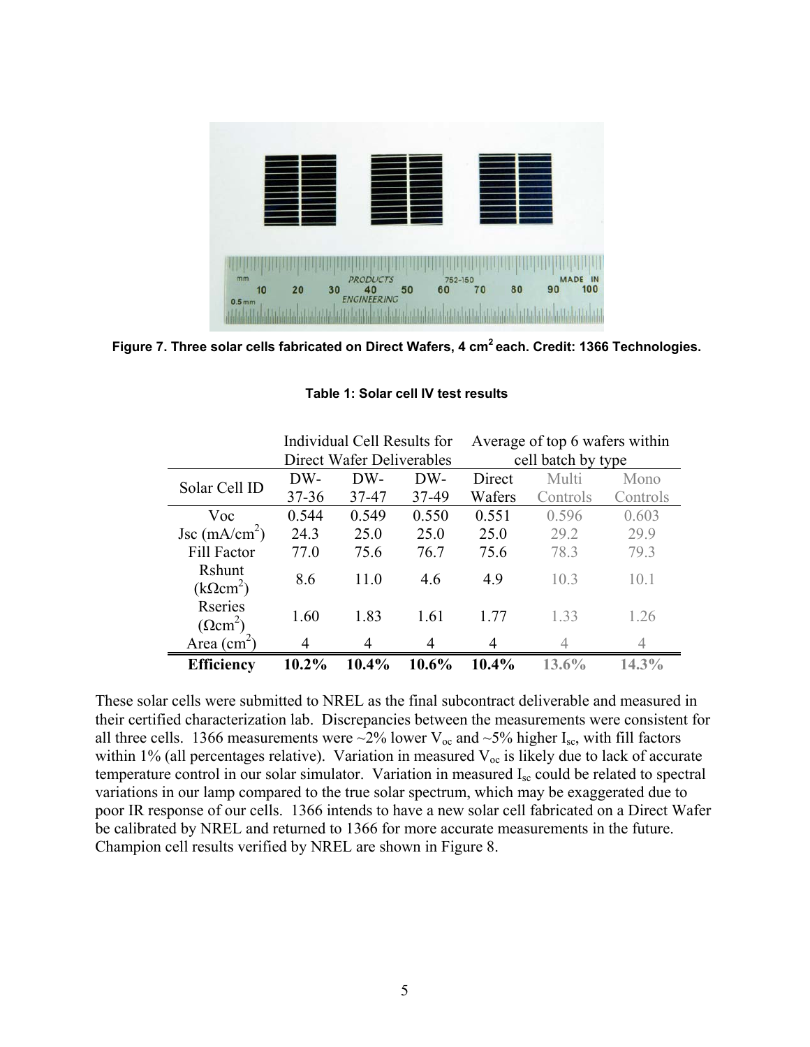Figure 7. Three solar cells fabricated on Direct Wafers, 4 cm[2] each. Credit: 1366 Technologies.

**Table 1: Solar cell IV test results**

| | Individual Cell Results for Direct Wafer Deliverables | | | Average of top 6 wafers within cell batch by type | | |
|---|---|---|---|---|---|---|
| Solar Cell ID | DW-37-36 | DW-37-47 | DW-37-49 | Direct Wafers | Multi Controls | Mono Controls |
| Voc | 0.544 | 0.549 | 0.550 | 0.551 | 0.596 | 0.603 |
| Jsc (mA/cm$^2$) | 24.3 | 25.0 | 25.0 | 25.0 | 29.2 | 29.9 |
| Fill Factor | 77.0 | 75.6 | 76.7 | 75.6 | 78.3 | 79.3 |
| Rshunt (kΩcm$^2$) | 8.6 | 11.0 | 4.6 | 4.9 | 10.3 | 10.1 |
| Rseries (Ωcm$^2$) | 1.60 | 1.83 | 1.61 | 1.77 | 1.33 | 1.26 |
| Area (cm$^2$) | 4 | 4 | 4 | 4 | 4 | 4 |
| **Efficiency** | **10.2%** | **10.4%** | **10.6%** | **10.4%** | **13.6%** | **14.3%** |

These solar cells were submitted to NREL as the final subcontract deliverable and measured in their certified characterization lab. Discrepancies between the measurements were consistent for all three cells. 1366 measurements were ~2% lower $V_{oc}$ and ~5% higher $I_{sc}$, with fill factors within 1% (all percentages relative). Variation in measured $V_{oc}$ is likely due to lack of accurate temperature control in our solar simulator. Variation in measured $I_{sc}$ could be related to spectral variations in our lamp compared to the true solar spectrum, which may be exaggerated due to poor IR response of our cells. 1366 intends to have a new solar cell fabricated on a Direct Wafer be calibrated by NREL and returned to 1366 for more accurate measurements in the future. Champion cell results verified by NREL are shown in Figure 8.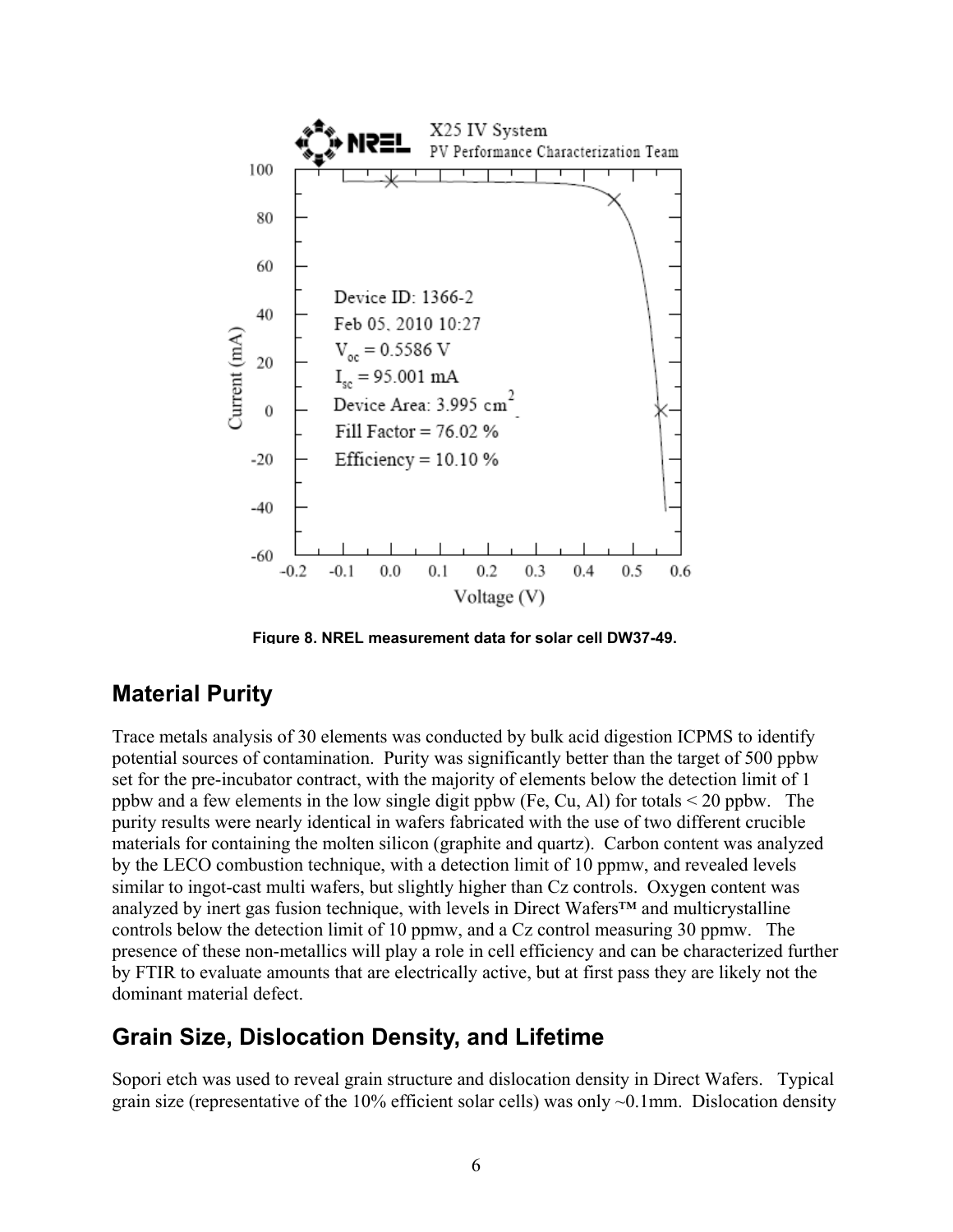Figure 8. NREL measurement data for solar cell DW37-49.

## Material Purity

Trace metals analysis of 30 elements was conducted by bulk acid digestion ICPMS to identify potential sources of contamination. Purity was significantly better than the target of 500 ppbw set for the pre-incubator contract, with the majority of elements below the detection limit of 1 ppbw and a few elements in the low single digit ppbw (Fe, Cu, Al) for totals < 20 ppbw. The purity results were nearly identical in wafers fabricated with the use of two different crucible materials for containing the molten silicon (graphite and quartz). Carbon content was analyzed by the LECO combustion technique, with a detection limit of 10 ppmw, and revealed levels similar to ingot-cast multi wafers, but slightly higher than Cz controls. Oxygen content was analyzed by inert gas fusion technique, with levels in Direct Wafers™ and multicrystalline controls below the detection limit of 10 ppmw, and a Cz control measuring 30 ppmw. The presence of these non-metallics will play a role in cell efficiency and can be characterized further by FTIR to evaluate amounts that are electrically active, but at first pass they are likely not the dominant material defect.

## Grain Size, Dislocation Density, and Lifetime

Sopori etch was used to reveal grain structure and dislocation density in Direct Wafers. Typical grain size (representative of the 10% efficient solar cells) was only ~0.1mm. Dislocation density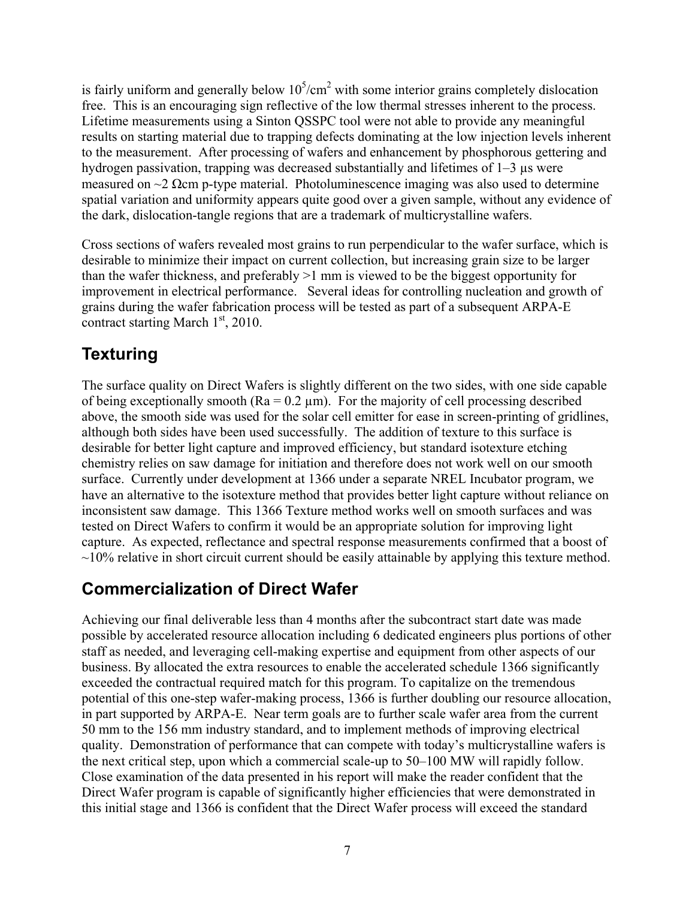is fairly uniform and generally below $10^5$/cm$^2$ with some interior grains completely dislocation free. This is an encouraging sign reflective of the low thermal stresses inherent to the process. Lifetime measurements using a Sinton QSSPC tool were not able to provide any meaningful results on starting material due to trapping defects dominating at the low injection levels inherent to the measurement. After processing of wafers and enhancement by phosphorous gettering and hydrogen passivation, trapping was decreased substantially and lifetimes of 1–3 µs were measured on ~2 Ωcm p-type material. Photoluminescence imaging was also used to determine spatial variation and uniformity appears quite good over a given sample, without any evidence of the dark, dislocation-tangle regions that are a trademark of multicrystalline wafers.

Cross sections of wafers revealed most grains to run perpendicular to the wafer surface, which is desirable to minimize their impact on current collection, but increasing grain size to be larger than the wafer thickness, and preferably >1 mm is viewed to be the biggest opportunity for improvement in electrical performance. Several ideas for controlling nucleation and growth of grains during the wafer fabrication process will be tested as part of a subsequent ARPA-E contract starting March 1st, 2010.

## Texturing

The surface quality on Direct Wafers is slightly different on the two sides, with one side capable of being exceptionally smooth (Ra = 0.2 µm). For the majority of cell processing described above, the smooth side was used for the solar cell emitter for ease in screen-printing of gridlines, although both sides have been used successfully. The addition of texture to this surface is desirable for better light capture and improved efficiency, but standard isotexture etching chemistry relies on saw damage for initiation and therefore does not work well on our smooth surface. Currently under development at 1366 under a separate NREL Incubator program, we have an alternative to the isotexture method that provides better light capture without reliance on inconsistent saw damage. This 1366 Texture method works well on smooth surfaces and was tested on Direct Wafers to confirm it would be an appropriate solution for improving light capture. As expected, reflectance and spectral response measurements confirmed that a boost of ~10% relative in short circuit current should be easily attainable by applying this texture method.

## Commercialization of Direct Wafer

Achieving our final deliverable less than 4 months after the subcontract start date was made possible by accelerated resource allocation including 6 dedicated engineers plus portions of other staff as needed, and leveraging cell-making expertise and equipment from other aspects of our business. By allocated the extra resources to enable the accelerated schedule 1366 significantly exceeded the contractual required match for this program. To capitalize on the tremendous potential of this one-step wafer-making process, 1366 is further doubling our resource allocation, in part supported by ARPA-E. Near term goals are to further scale wafer area from the current 50 mm to the 156 mm industry standard, and to implement methods of improving electrical quality. Demonstration of performance that can compete with today's multicrystalline wafers is the next critical step, upon which a commercial scale-up to 50–100 MW will rapidly follow. Close examination of the data presented in his report will make the reader confident that the Direct Wafer program is capable of significantly higher efficiencies that were demonstrated in this initial stage and 1366 is confident that the Direct Wafer process will exceed the standard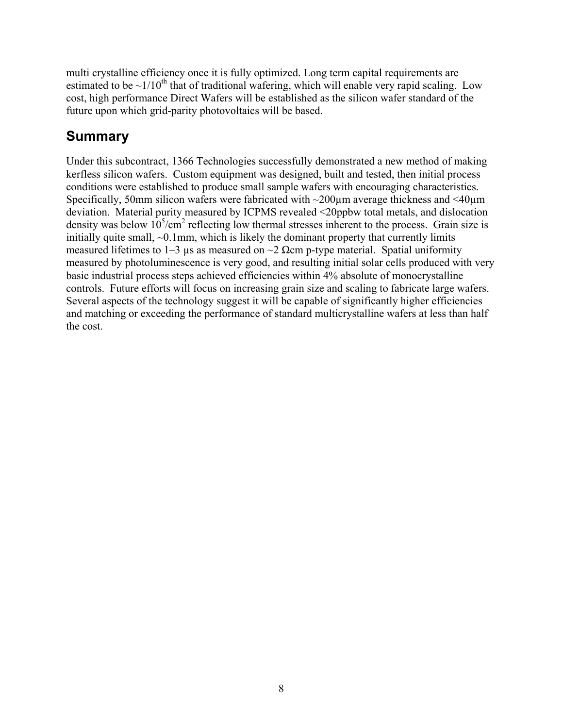multi crystalline efficiency once it is fully optimized. Long term capital requirements are estimated to be ~1/10$^{th}$ that of traditional wafering, which will enable very rapid scaling. Low cost, high performance Direct Wafers will be established as the silicon wafer standard of the future upon which grid-parity photovoltaics will be based.

## Summary

Under this subcontract, 1366 Technologies successfully demonstrated a new method of making kerfless silicon wafers. Custom equipment was designed, built and tested, then initial process conditions were established to produce small sample wafers with encouraging characteristics. Specifically, 50mm silicon wafers were fabricated with ~200µm average thickness and <40µm deviation. Material purity measured by ICPMS revealed <20ppbw total metals, and dislocation density was below $10^5$/cm$^2$ reflecting low thermal stresses inherent to the process. Grain size is initially quite small, ~0.1mm, which is likely the dominant property that currently limits measured lifetimes to 1–3 µs as measured on ~2 Ωcm p-type material. Spatial uniformity measured by photoluminescence is very good, and resulting initial solar cells produced with very basic industrial process steps achieved efficiencies within 4% absolute of monocrystalline controls. Future efforts will focus on increasing grain size and scaling to fabricate large wafers. Several aspects of the technology suggest it will be capable of significantly higher efficiencies and matching or exceeding the performance of standard multicrystalline wafers at less than half the cost.